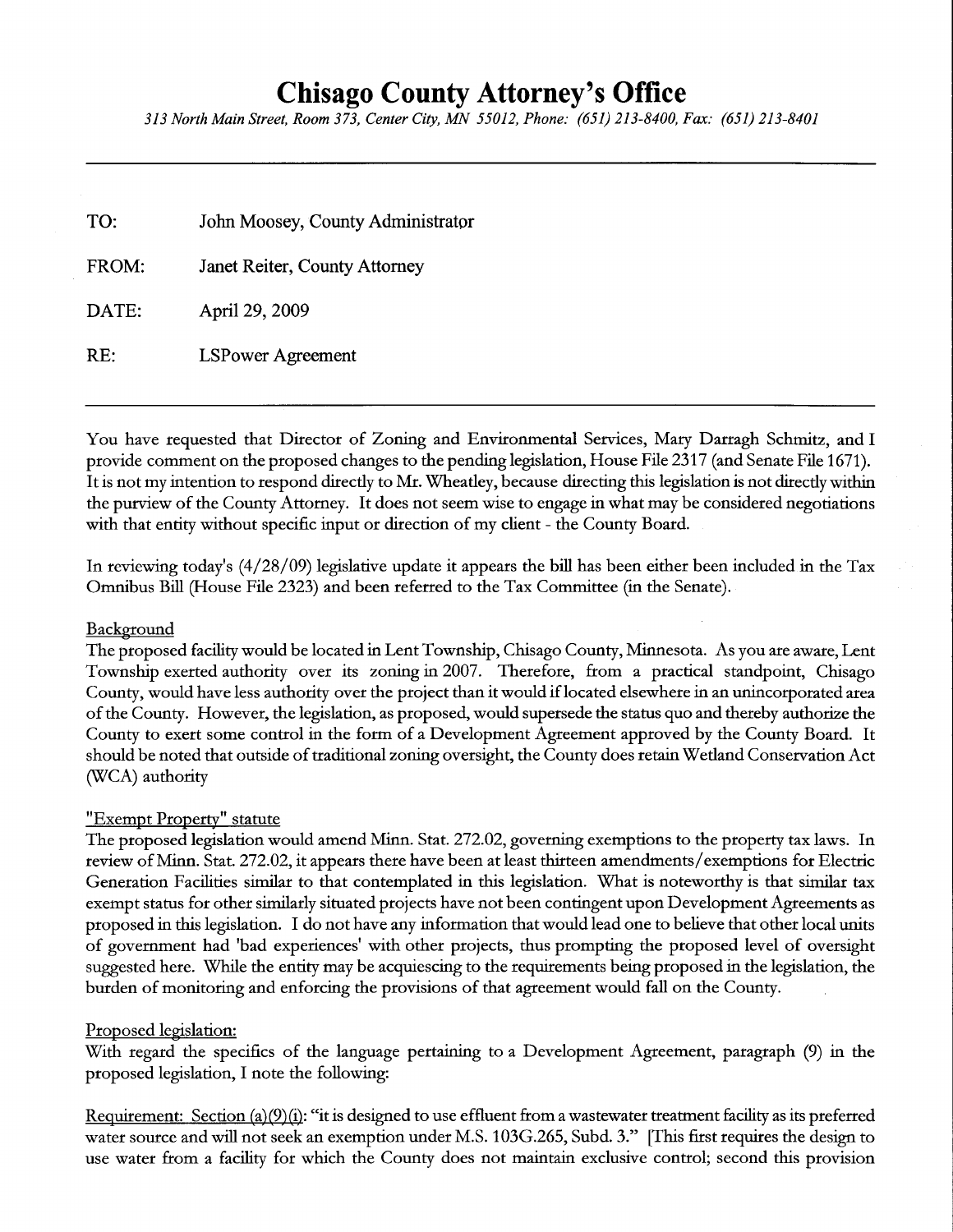# Chisago County Attorney's Office

*313 North Main Street, Room 373, Center City, MN 55012, Phone: (651) 213-8400, Fax: (651) 213-8401*

---

TO: John Moosey, County Administrator

FROM: Janet Reiter, County Attorney

DATE: April 29, 2009

RE: LSPower Agreement

---

You have requested that Director of Zoning and Environmental Services, Mary Darragh Schmitz, and I provide comment on the proposed changes to the pending legislation, House File 2317 (and Senate File 1671). It is not my intention to respond directly to Mr. Wheatley, because directing this legislation is not directly within the purview of the County Attorney. It does not seem wise to engage in what may be considered negotiations with that entity without specific input or direction of my client - the County Board.

In reviewing today's (4/28/09) legislative update it appears the bill has been either been included in the Tax Omnibus Bill (House File 2323) and been referred to the Tax Committee (in the Senate).

Background

The proposed facility would be located in Lent Township, Chisago County, Minnesota. As you are aware, Lent Township exerted authority over its zoning in 2007. Therefore, from a practical standpoint, Chisago County, would have less authority over the project than it would if located elsewhere in an unincorporated area of the County. However, the legislation, as proposed, would supersede the status quo and thereby authorize the County to exert some control in the form of a Development Agreement approved by the County Board. It should be noted that outside of traditional zoning oversight, the County does retain Wetland Conservation Act (WCA) authority

"Exempt Property" statute

The proposed legislation would amend Minn. Stat. 272.02, governing exemptions to the property tax laws. In review of Minn. Stat. 272.02, it appears there have been at least thirteen amendments/exemptions for Electric Generation Facilities similar to that contemplated in this legislation. What is noteworthy is that similar tax exempt status for other similarly situated projects have not been contingent upon Development Agreements as proposed in this legislation. I do not have any information that would lead one to believe that other local units of government had 'bad experiences' with other projects, thus prompting the proposed level of oversight suggested here. While the entity may be acquiescing to the requirements being proposed in the legislation, the burden of monitoring and enforcing the provisions of that agreement would fall on the County.

Proposed legislation:

With regard the specifics of the language pertaining to a Development Agreement, paragraph (9) in the proposed legislation, I note the following:

Requirement: Section (a)(9)(i): "it is designed to use effluent from a wastewater treatment facility as its preferred water source and will not seek an exemption under M.S. 103G.265, Subd. 3." [This first requires the design to use water from a facility for which the County does not maintain exclusive control; second this provision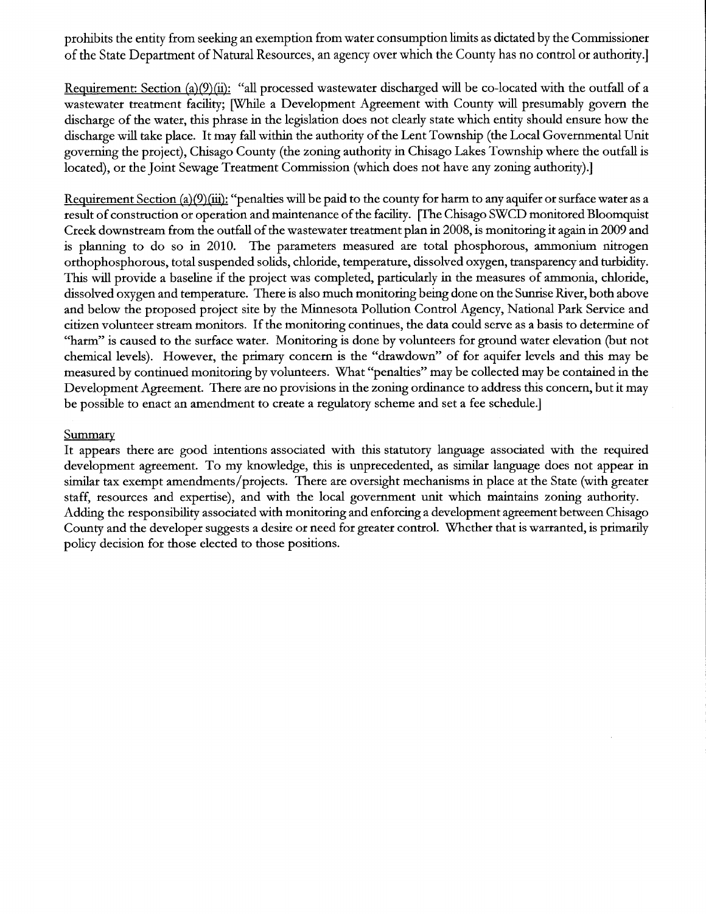prohibits the entity from seeking an exemption from water consumption limits as dictated by the Commissioner of the State Department of Natural Resources, an agency over which the County has no control or authority.]

Requirement: Section (a)(9)(ii): "all processed wastewater discharged will be co-located with the outfall of a wastewater treatment facility; [While a Development Agreement with County will presumably govern the discharge of the water, this phrase in the legislation does not clearly state which entity should ensure how the discharge will take place. It may fall within the authority of the Lent Township (the Local Governmental Unit governing the project), Chisago County (the zoning authority in Chisago Lakes Township where the outfall is located), or the Joint Sewage Treatment Commission (which does not have any zoning authority).]

Requirement Section (a)(9)(iii): "penalties will be paid to the county for harm to any aquifer or surface water as a result of construction or operation and maintenance of the facility. [The Chisago SWCD monitored Bloomquist Creek downstream from the outfall of the wastewater treatment plan in 2008, is monitoring it again in 2009 and is planning to do so in 2010. The parameters measured are total phosphorous, ammonium nitrogen orthophosphorous, total suspended solids, chloride, temperature, dissolved oxygen, transparency and turbidity. This will provide a baseline if the project was completed, particularly in the measures of ammonia, chloride, dissolved oxygen and temperature. There is also much monitoring being done on the Sunrise River, both above and below the proposed project site by the Minnesota Pollution Control Agency, National Park Service and citizen volunteer stream monitors. If the monitoring continues, the data could serve as a basis to determine of "harm" is caused to the surface water. Monitoring is done by volunteers for ground water elevation (but not chemical levels). However, the primary concern is the "drawdown" of for aquifer levels and this may be measured by continued monitoring by volunteers. What "penalties" may be collected may be contained in the Development Agreement. There are no provisions in the zoning ordinance to address this concern, but it may be possible to enact an amendment to create a regulatory scheme and set a fee schedule.]

Summary

It appears there are good intentions associated with this statutory language associated with the required development agreement. To my knowledge, this is unprecedented, as similar language does not appear in similar tax exempt amendments/projects. There are oversight mechanisms in place at the State (with greater staff, resources and expertise), and with the local government unit which maintains zoning authority. Adding the responsibility associated with monitoring and enforcing a development agreement between Chisago County and the developer suggests a desire or need for greater control. Whether that is warranted, is primarily policy decision for those elected to those positions.